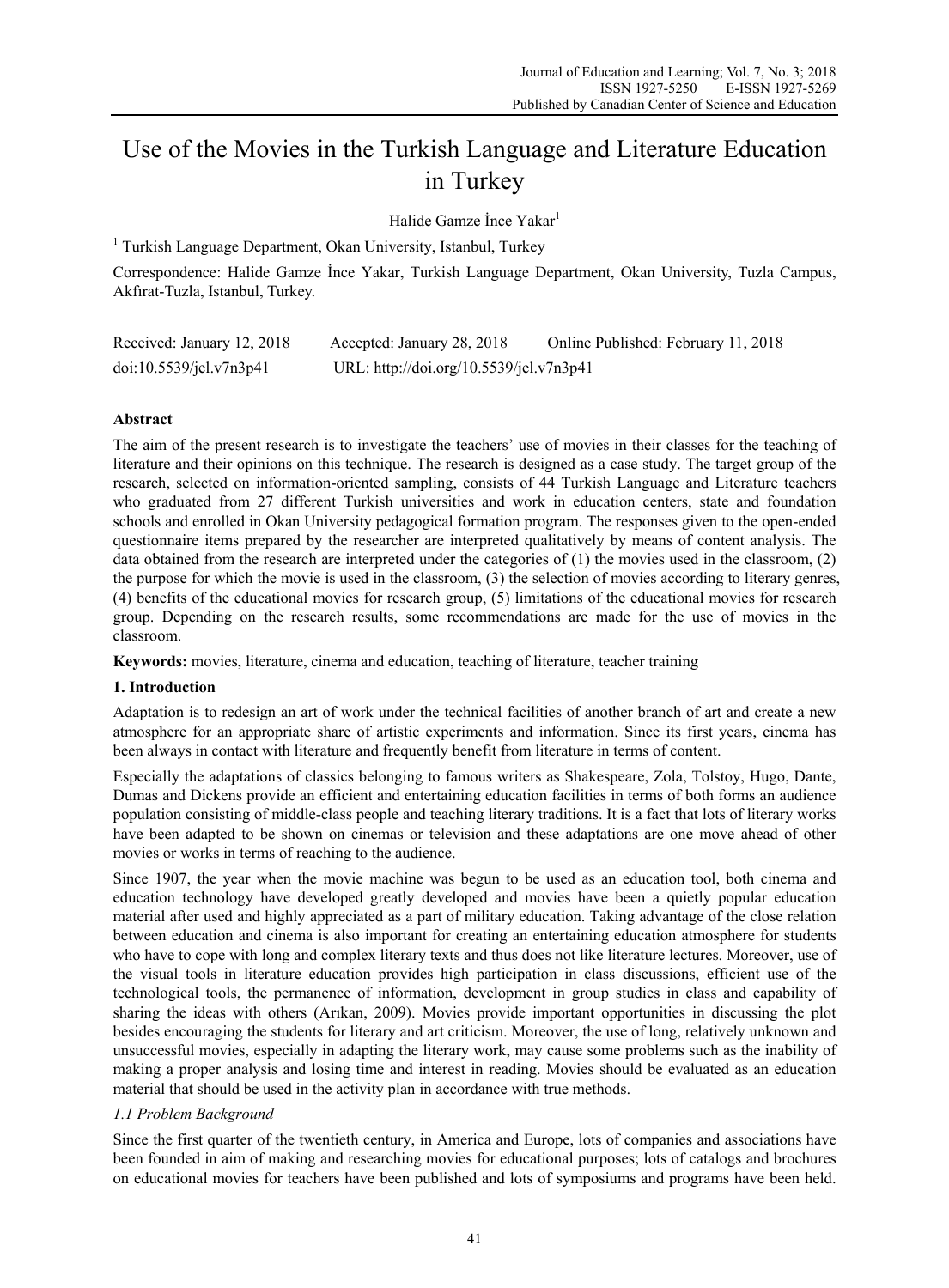# Use of the Movies in the Turkish Language and Literature Education in Turkey

Halide Gamze İnce Yakar[1]

[1] Turkish Language Department, Okan University, Istanbul, Turkey

Correspondence: Halide Gamze İnce Yakar, Turkish Language Department, Okan University, Tuzla Campus, Akfırat-Tuzla, Istanbul, Turkey.

Received: January 12, 2018 Accepted: January 28, 2018 Online Published: February 11, 2018

doi:10.5539/jel.v7n3p41 URL: http://doi.org/10.5539/jel.v7n3p41

## Abstract

The aim of the present research is to investigate the teachers' use of movies in their classes for the teaching of literature and their opinions on this technique. The research is designed as a case study. The target group of the research, selected on information-oriented sampling, consists of 44 Turkish Language and Literature teachers who graduated from 27 different Turkish universities and work in education centers, state and foundation schools and enrolled in Okan University pedagogical formation program. The responses given to the open-ended questionnaire items prepared by the researcher are interpreted qualitatively by means of content analysis. The data obtained from the research are interpreted under the categories of (1) the movies used in the classroom, (2) the purpose for which the movie is used in the classroom, (3) the selection of movies according to literary genres, (4) benefits of the educational movies for research group, (5) limitations of the educational movies for research group. Depending on the research results, some recommendations are made for the use of movies in the classroom.

**Keywords:** movies, literature, cinema and education, teaching of literature, teacher training

## 1. Introduction

Adaptation is to redesign an art of work under the technical facilities of another branch of art and create a new atmosphere for an appropriate share of artistic experiments and information. Since its first years, cinema has been always in contact with literature and frequently benefit from literature in terms of content.

Especially the adaptations of classics belonging to famous writers as Shakespeare, Zola, Tolstoy, Hugo, Dante, Dumas and Dickens provide an efficient and entertaining education facilities in terms of both forms an audience population consisting of middle-class people and teaching literary traditions. It is a fact that lots of literary works have been adapted to be shown on cinemas or television and these adaptations are one move ahead of other movies or works in terms of reaching to the audience.

Since 1907, the year when the movie machine was begun to be used as an education tool, both cinema and education technology have developed greatly developed and movies have been a quietly popular education material after used and highly appreciated as a part of military education. Taking advantage of the close relation between education and cinema is also important for creating an entertaining education atmosphere for students who have to cope with long and complex literary texts and thus does not like literature lectures. Moreover, use of the visual tools in literature education provides high participation in class discussions, efficient use of the technological tools, the permanence of information, development in group studies in class and capability of sharing the ideas with others (Arıkan, 2009). Movies provide important opportunities in discussing the plot besides encouraging the students for literary and art criticism. Moreover, the use of long, relatively unknown and unsuccessful movies, especially in adapting the literary work, may cause some problems such as the inability of making a proper analysis and losing time and interest in reading. Movies should be evaluated as an education material that should be used in the activity plan in accordance with true methods.

### *1.1 Problem Background*

Since the first quarter of the twentieth century, in America and Europe, lots of companies and associations have been founded in aim of making and researching movies for educational purposes; lots of catalogs and brochures on educational movies for teachers have been published and lots of symposiums and programs have been held.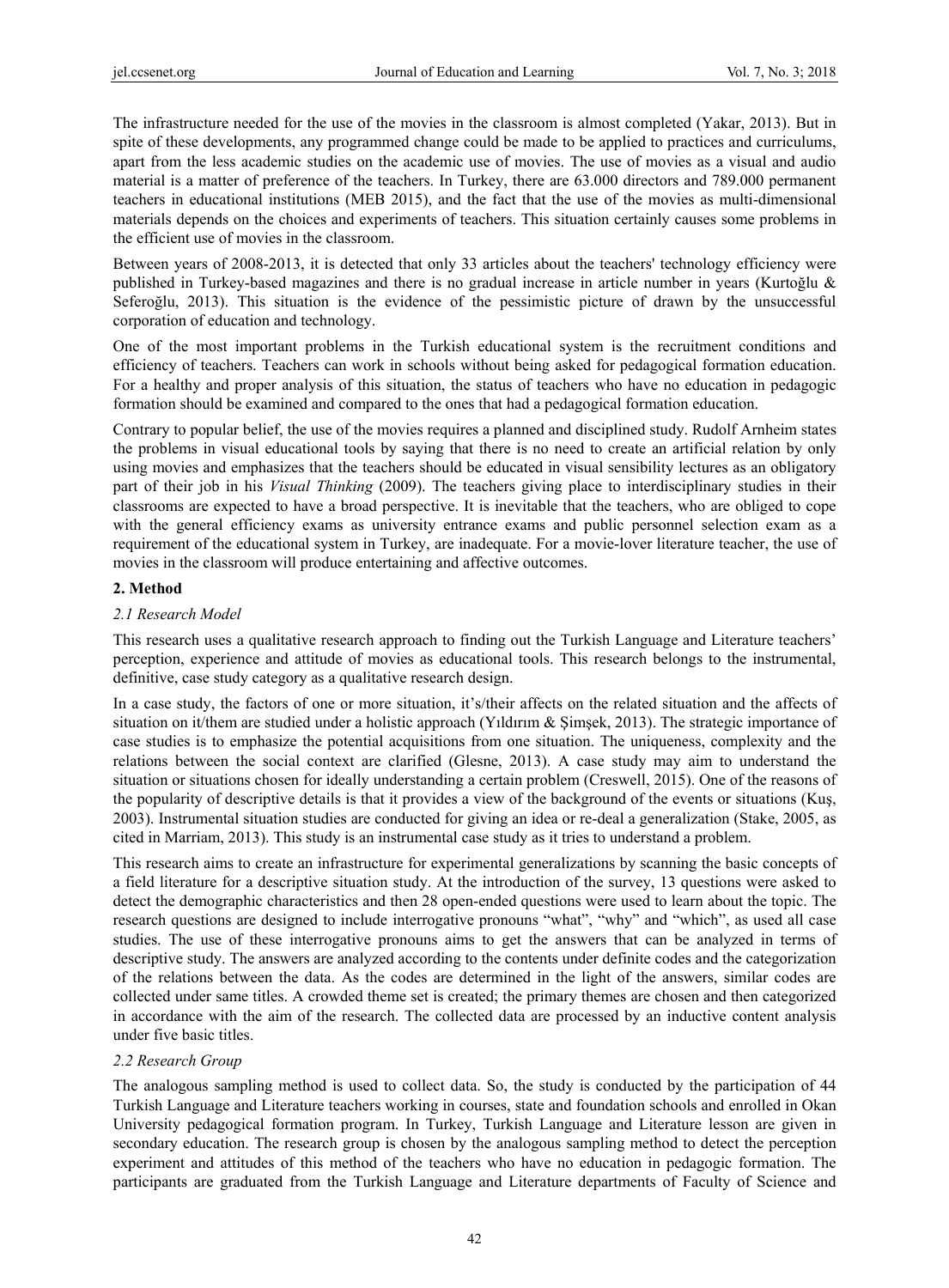The infrastructure needed for the use of the movies in the classroom is almost completed (Yakar, 2013). But in spite of these developments, any programmed change could be made to be applied to practices and curriculums, apart from the less academic studies on the academic use of movies. The use of movies as a visual and audio material is a matter of preference of the teachers. In Turkey, there are 63.000 directors and 789.000 permanent teachers in educational institutions (MEB 2015), and the fact that the use of the movies as multi-dimensional materials depends on the choices and experiments of teachers. This situation certainly causes some problems in the efficient use of movies in the classroom.

Between years of 2008-2013, it is detected that only 33 articles about the teachers' technology efficiency were published in Turkey-based magazines and there is no gradual increase in article number in years (Kurtoğlu & Seferoğlu, 2013). This situation is the evidence of the pessimistic picture of drawn by the unsuccessful corporation of education and technology.

One of the most important problems in the Turkish educational system is the recruitment conditions and efficiency of teachers. Teachers can work in schools without being asked for pedagogical formation education. For a healthy and proper analysis of this situation, the status of teachers who have no education in pedagogic formation should be examined and compared to the ones that had a pedagogical formation education.

Contrary to popular belief, the use of the movies requires a planned and disciplined study. Rudolf Arnheim states the problems in visual educational tools by saying that there is no need to create an artificial relation by only using movies and emphasizes that the teachers should be educated in visual sensibility lectures as an obligatory part of their job in his *Visual Thinking* (2009). The teachers giving place to interdisciplinary studies in their classrooms are expected to have a broad perspective. It is inevitable that the teachers, who are obliged to cope with the general efficiency exams as university entrance exams and public personnel selection exam as a requirement of the educational system in Turkey, are inadequate. For a movie-lover literature teacher, the use of movies in the classroom will produce entertaining and affective outcomes.

## 2. Method

### *2.1 Research Model*

This research uses a qualitative research approach to finding out the Turkish Language and Literature teachers' perception, experience and attitude of movies as educational tools. This research belongs to the instrumental, definitive, case study category as a qualitative research design.

In a case study, the factors of one or more situation, it's/their affects on the related situation and the affects of situation on it/them are studied under a holistic approach (Yıldırım & Şimşek, 2013). The strategic importance of case studies is to emphasize the potential acquisitions from one situation. The uniqueness, complexity and the relations between the social context are clarified (Glesne, 2013). A case study may aim to understand the situation or situations chosen for ideally understanding a certain problem (Creswell, 2015). One of the reasons of the popularity of descriptive details is that it provides a view of the background of the events or situations (Kuş, 2003). Instrumental situation studies are conducted for giving an idea or re-deal a generalization (Stake, 2005, as cited in Marriam, 2013). This study is an instrumental case study as it tries to understand a problem.

This research aims to create an infrastructure for experimental generalizations by scanning the basic concepts of a field literature for a descriptive situation study. At the introduction of the survey, 13 questions were asked to detect the demographic characteristics and then 28 open-ended questions were used to learn about the topic. The research questions are designed to include interrogative pronouns "what", "why" and "which", as used all case studies. The use of these interrogative pronouns aims to get the answers that can be analyzed in terms of descriptive study. The answers are analyzed according to the contents under definite codes and the categorization of the relations between the data. As the codes are determined in the light of the answers, similar codes are collected under same titles. A crowded theme set is created; the primary themes are chosen and then categorized in accordance with the aim of the research. The collected data are processed by an inductive content analysis under five basic titles.

### *2.2 Research Group*

The analogous sampling method is used to collect data. So, the study is conducted by the participation of 44 Turkish Language and Literature teachers working in courses, state and foundation schools and enrolled in Okan University pedagogical formation program. In Turkey, Turkish Language and Literature lesson are given in secondary education. The research group is chosen by the analogous sampling method to detect the perception experiment and attitudes of this method of the teachers who have no education in pedagogic formation. The participants are graduated from the Turkish Language and Literature departments of Faculty of Science and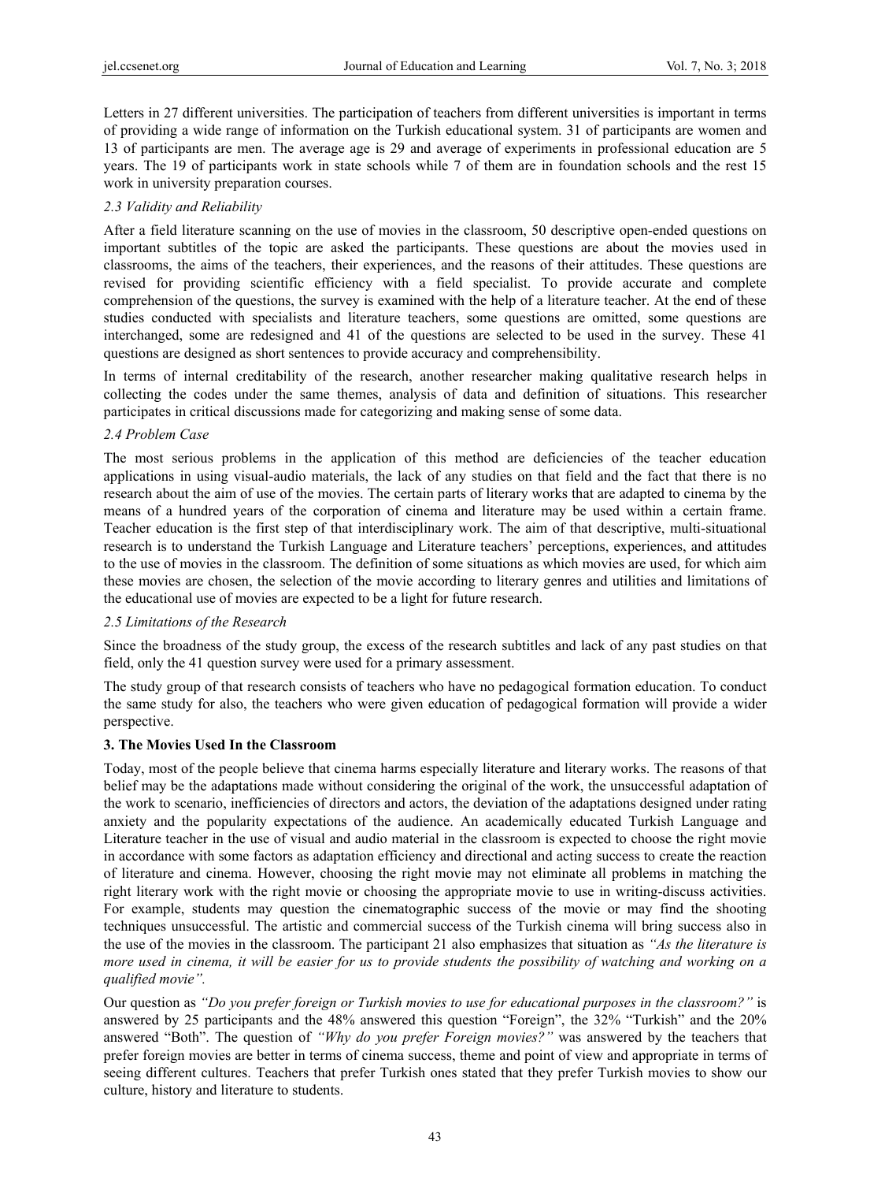Letters in 27 different universities. The participation of teachers from different universities is important in terms of providing a wide range of information on the Turkish educational system. 31 of participants are women and 13 of participants are men. The average age is 29 and average of experiments in professional education are 5 years. The 19 of participants work in state schools while 7 of them are in foundation schools and the rest 15 work in university preparation courses.

### *2.3 Validity and Reliability*

After a field literature scanning on the use of movies in the classroom, 50 descriptive open-ended questions on important subtitles of the topic are asked the participants. These questions are about the movies used in classrooms, the aims of the teachers, their experiences, and the reasons of their attitudes. These questions are revised for providing scientific efficiency with a field specialist. To provide accurate and complete comprehension of the questions, the survey is examined with the help of a literature teacher. At the end of these studies conducted with specialists and literature teachers, some questions are omitted, some questions are interchanged, some are redesigned and 41 of the questions are selected to be used in the survey. These 41 questions are designed as short sentences to provide accuracy and comprehensibility.

In terms of internal creditability of the research, another researcher making qualitative research helps in collecting the codes under the same themes, analysis of data and definition of situations. This researcher participates in critical discussions made for categorizing and making sense of some data.

### *2.4 Problem Case*

The most serious problems in the application of this method are deficiencies of the teacher education applications in using visual-audio materials, the lack of any studies on that field and the fact that there is no research about the aim of use of the movies. The certain parts of literary works that are adapted to cinema by the means of a hundred years of the corporation of cinema and literature may be used within a certain frame. Teacher education is the first step of that interdisciplinary work. The aim of that descriptive, multi-situational research is to understand the Turkish Language and Literature teachers' perceptions, experiences, and attitudes to the use of movies in the classroom. The definition of some situations as which movies are used, for which aim these movies are chosen, the selection of the movie according to literary genres and utilities and limitations of the educational use of movies are expected to be a light for future research.

### *2.5 Limitations of the Research*

Since the broadness of the study group, the excess of the research subtitles and lack of any past studies on that field, only the 41 question survey were used for a primary assessment.

The study group of that research consists of teachers who have no pedagogical formation education. To conduct the same study for also, the teachers who were given education of pedagogical formation will provide a wider perspective.

## **3. The Movies Used In the Classroom**

Today, most of the people believe that cinema harms especially literature and literary works. The reasons of that belief may be the adaptations made without considering the original of the work, the unsuccessful adaptation of the work to scenario, inefficiencies of directors and actors, the deviation of the adaptations designed under rating anxiety and the popularity expectations of the audience. An academically educated Turkish Language and Literature teacher in the use of visual and audio material in the classroom is expected to choose the right movie in accordance with some factors as adaptation efficiency and directional and acting success to create the reaction of literature and cinema. However, choosing the right movie may not eliminate all problems in matching the right literary work with the right movie or choosing the appropriate movie to use in writing-discuss activities. For example, students may question the cinematographic success of the movie or may find the shooting techniques unsuccessful. The artistic and commercial success of the Turkish cinema will bring success also in the use of the movies in the classroom. The participant 21 also emphasizes that situation as *"As the literature is more used in cinema, it will be easier for us to provide students the possibility of watching and working on a qualified movie".*

Our question as *"Do you prefer foreign or Turkish movies to use for educational purposes in the classroom?"* is answered by 25 participants and the 48% answered this question "Foreign", the 32% "Turkish" and the 20% answered "Both". The question of *"Why do you prefer Foreign movies?"* was answered by the teachers that prefer foreign movies are better in terms of cinema success, theme and point of view and appropriate in terms of seeing different cultures. Teachers that prefer Turkish ones stated that they prefer Turkish movies to show our culture, history and literature to students.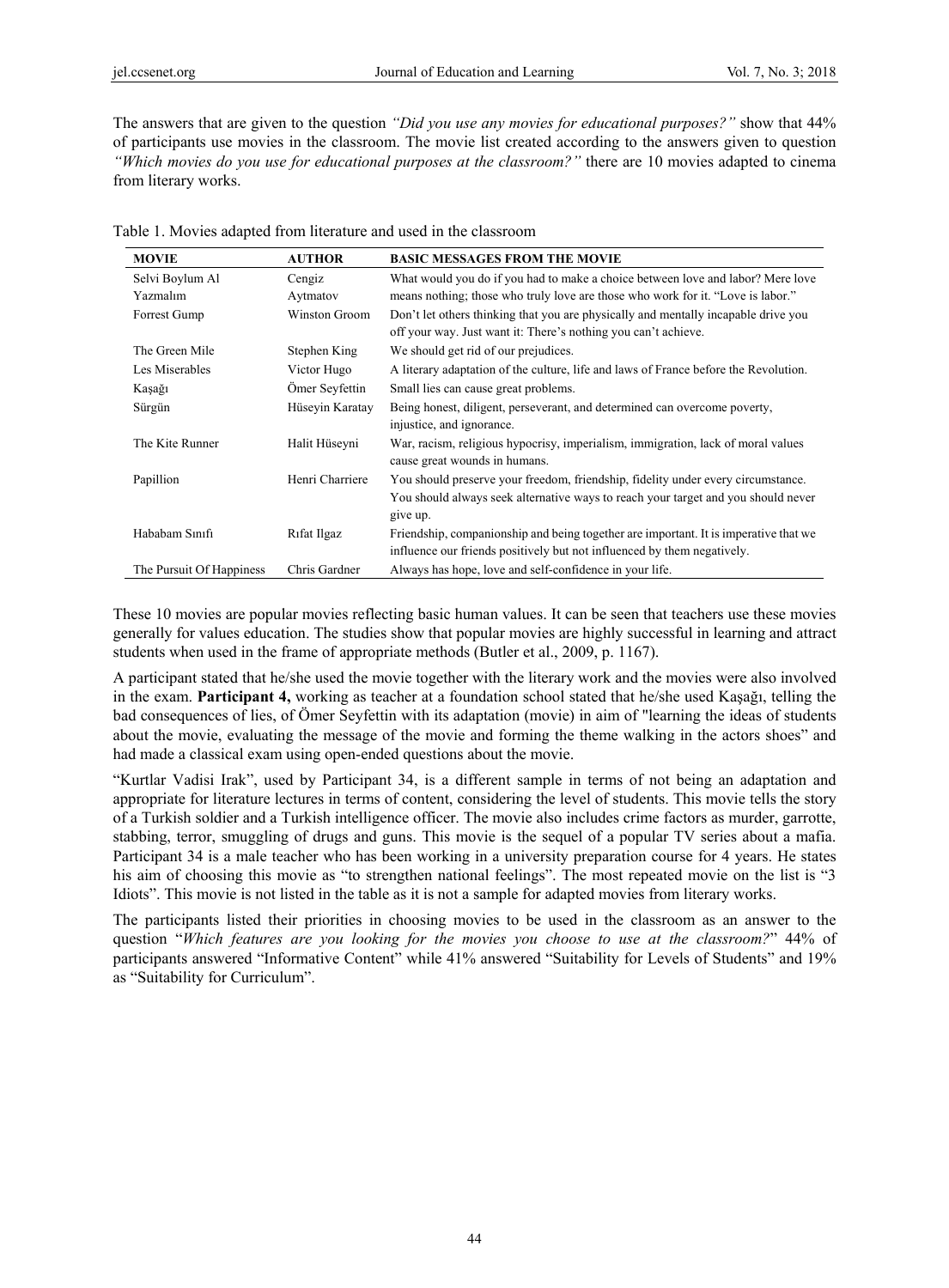The answers that are given to the question *"Did you use any movies for educational purposes?"* show that 44% of participants use movies in the classroom. The movie list created according to the answers given to question *"Which movies do you use for educational purposes at the classroom?"* there are 10 movies adapted to cinema from literary works.

Table 1. Movies adapted from literature and used in the classroom

| MOVIE | AUTHOR | BASIC MESSAGES FROM THE MOVIE |
|---|---|---|
| Selvi Boylum Al Yazmalım | Cengiz Aytmatov | What would you do if you had to make a choice between love and labor? Mere love means nothing; those who truly love are those who work for it. "Love is labor." |
| Forrest Gump | Winston Groom | Don't let others thinking that you are physically and mentally incapable drive you off your way. Just want it: There's nothing you can't achieve. |
| The Green Mile | Stephen King | We should get rid of our prejudices. |
| Les Miserables | Victor Hugo | A literary adaptation of the culture, life and laws of France before the Revolution. |
| Kaşağı | Ömer Seyfettin | Small lies can cause great problems. |
| Sürgün | Hüseyin Karatay | Being honest, diligent, perseverant, and determined can overcome poverty, injustice, and ignorance. |
| The Kite Runner | Halit Hüseyni | War, racism, religious hypocrisy, imperialism, immigration, lack of moral values cause great wounds in humans. |
| Papillion | Henri Charriere | You should preserve your freedom, friendship, fidelity under every circumstance. You should always seek alternative ways to reach your target and you should never give up. |
| Hababam Sınıfı | Rıfat Ilgaz | Friendship, companionship and being together are important. It is imperative that we influence our friends positively but not influenced by them negatively. |
| The Pursuit Of Happiness | Chris Gardner | Always has hope, love and self-confidence in your life. |

These 10 movies are popular movies reflecting basic human values. It can be seen that teachers use these movies generally for values education. The studies show that popular movies are highly successful in learning and attract students when used in the frame of appropriate methods (Butler et al., 2009, p. 1167).

A participant stated that he/she used the movie together with the literary work and the movies were also involved in the exam. **Participant 4,** working as teacher at a foundation school stated that he/she used Kaşağı, telling the bad consequences of lies, of Ömer Seyfettin with its adaptation (movie) in aim of "learning the ideas of students about the movie, evaluating the message of the movie and forming the theme walking in the actors shoes" and had made a classical exam using open-ended questions about the movie.

"Kurtlar Vadisi Irak", used by Participant 34, is a different sample in terms of not being an adaptation and appropriate for literature lectures in terms of content, considering the level of students. This movie tells the story of a Turkish soldier and a Turkish intelligence officer. The movie also includes crime factors as murder, garrotte, stabbing, terror, smuggling of drugs and guns. This movie is the sequel of a popular TV series about a mafia. Participant 34 is a male teacher who has been working in a university preparation course for 4 years. He states his aim of choosing this movie as "to strengthen national feelings". The most repeated movie on the list is "3 Idiots". This movie is not listed in the table as it is not a sample for adapted movies from literary works.

The participants listed their priorities in choosing movies to be used in the classroom as an answer to the question "*Which features are you looking for the movies you choose to use at the classroom?*" 44% of participants answered "Informative Content" while 41% answered "Suitability for Levels of Students" and 19% as "Suitability for Curriculum".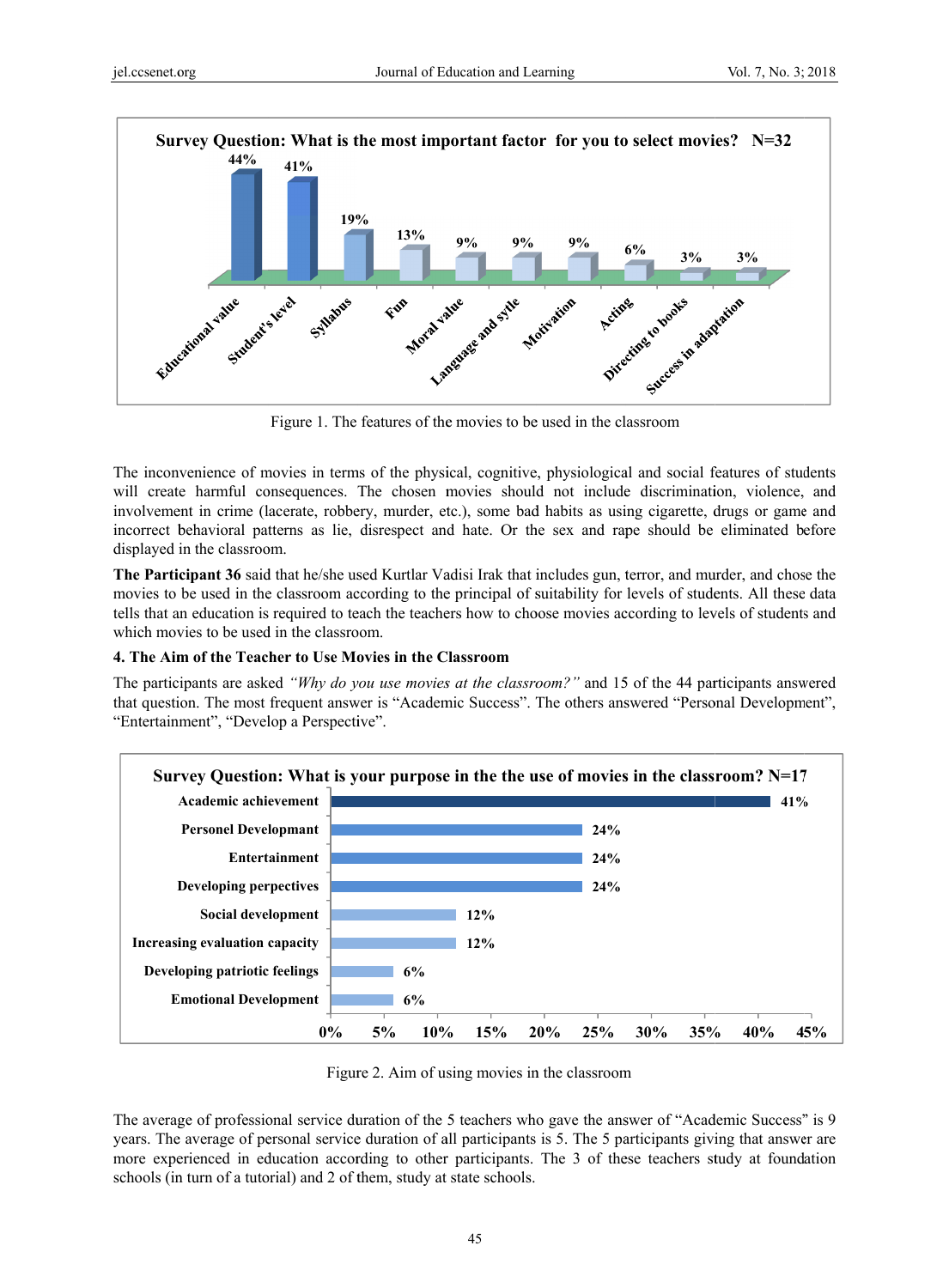Survey Question: What is the most important factor for you to select movies? N=32

| Factor | % |
|---|---|
| Educational value | 44% |
| Student's level | 41% |
| Syllabus | 19% |
| Fun | 13% |
| Moral value | 9% |
| Language and sytle | 9% |
| Motivation | 9% |
| Acting | 6% |
| Directing to books | 3% |
| Success in adaptation | 3% |

Figure 1. The features of the movies to be used in the classroom

The inconvenience of movies in terms of the physical, cognitive, physiological and social features of students will create harmful consequences. The chosen movies should not include discrimination, violence, and involvement in crime (lacerate, robbery, murder, etc.), some bad habits as using cigarette, drugs or game and incorrect behavioral patterns as lie, disrespect and hate. Or the sex and rape should be eliminated before displayed in the classroom.

**The Participant 36** said that he/she used Kurtlar Vadisi Irak that includes gun, terror, and murder, and chose the movies to be used in the classroom according to the principal of suitability for levels of students. All these data tells that an education is required to teach the teachers how to choose movies according to levels of students and which movies to be used in the classroom.

### 4. The Aim of the Teacher to Use Movies in the Classroom

The participants are asked *"Why do you use movies at the classroom?"* and 15 of the 44 participants answered that question. The most frequent answer is "Academic Success". The others answered "Personal Development", "Entertainment", "Develop a Perspective".

Survey Question: What is your purpose in the the use of movies in the classroom? N=17

| Purpose | % |
|---|---|
| Academic achievement | 41% |
| Personel Developmant | 24% |
| Entertainment | 24% |
| Developing perpectives | 24% |
| Social development | 12% |
| Increasing evaluation capacity | 12% |
| Developing patriotic feelings | 6% |
| Emotional Development | 6% |

Figure 2. Aim of using movies in the classroom

The average of professional service duration of the 5 teachers who gave the answer of "Academic Success" is 9 years. The average of personal service duration of all participants is 5. The 5 participants giving that answer are more experienced in education according to other participants. The 3 of these teachers study at foundation schools (in turn of a tutorial) and 2 of them, study at state schools.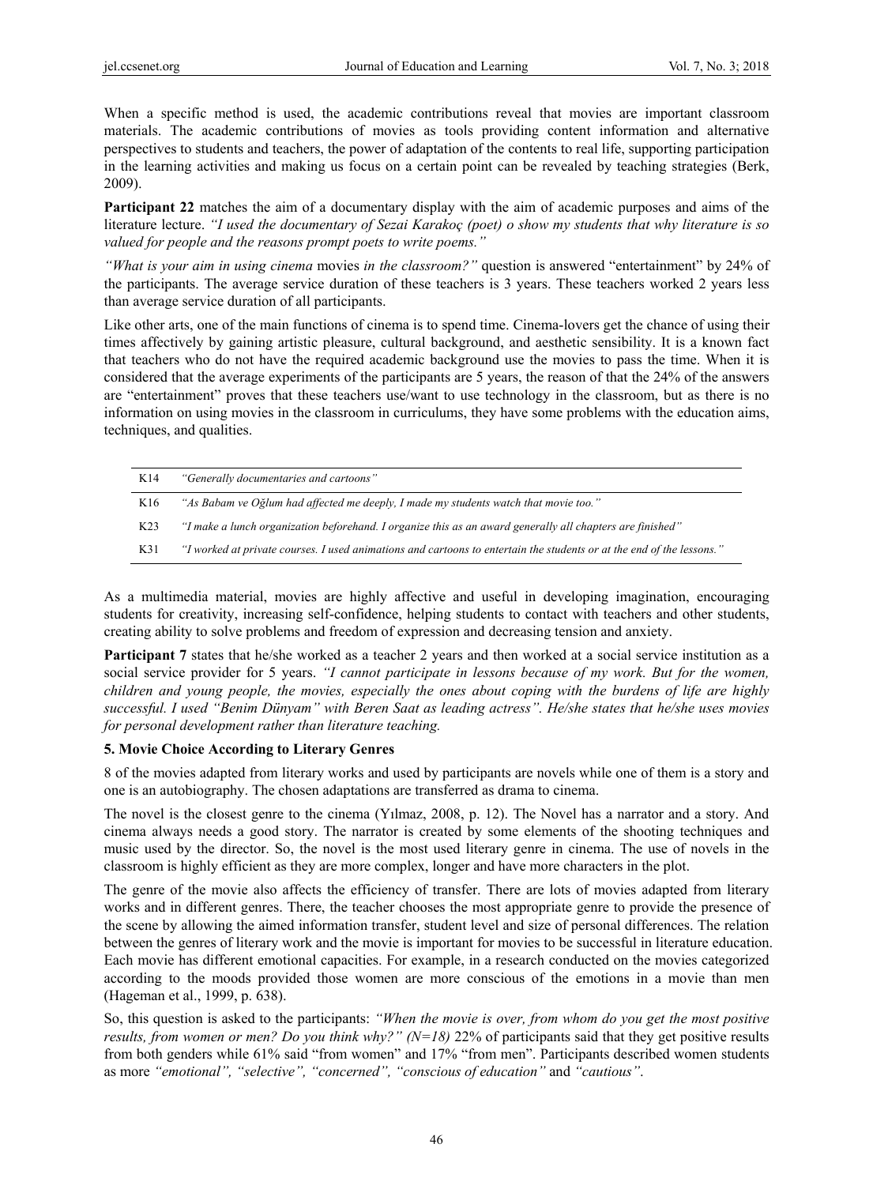When a specific method is used, the academic contributions reveal that movies are important classroom materials. The academic contributions of movies as tools providing content information and alternative perspectives to students and teachers, the power of adaptation of the contents to real life, supporting participation in the learning activities and making us focus on a certain point can be revealed by teaching strategies (Berk, 2009).

**Participant 22** matches the aim of a documentary display with the aim of academic purposes and aims of the literature lecture. *"I used the documentary of Sezai Karakoç (poet) o show my students that why literature is so valued for people and the reasons prompt poets to write poems."*

*"What is your aim in using cinema* movies *in the classroom?"* question is answered "entertainment" by 24% of the participants. The average service duration of these teachers is 3 years. These teachers worked 2 years less than average service duration of all participants.

Like other arts, one of the main functions of cinema is to spend time. Cinema-lovers get the chance of using their times affectively by gaining artistic pleasure, cultural background, and aesthetic sensibility. It is a known fact that teachers who do not have the required academic background use the movies to pass the time. When it is considered that the average experiments of the participants are 5 years, the reason of that the 24% of the answers are "entertainment" proves that these teachers use/want to use technology in the classroom, but as there is no information on using movies in the classroom in curriculums, they have some problems with the education aims, techniques, and qualities.

| | |
|---|---|
| K14 | *"Generally documentaries and cartoons"* |
| K16 | *"As Babam ve Oğlum had affected me deeply, I made my students watch that movie too."* |
| K23 | *"I make a lunch organization beforehand. I organize this as an award generally all chapters are finished"* |
| K31 | *"I worked at private courses. I used animations and cartoons to entertain the students or at the end of the lessons."* |

As a multimedia material, movies are highly affective and useful in developing imagination, encouraging students for creativity, increasing self-confidence, helping students to contact with teachers and other students, creating ability to solve problems and freedom of expression and decreasing tension and anxiety.

**Participant 7** states that he/she worked as a teacher 2 years and then worked at a social service institution as a social service provider for 5 years. *"I cannot participate in lessons because of my work. But for the women, children and young people, the movies, especially the ones about coping with the burdens of life are highly successful. I used "Benim Dünyam" with Beren Saat as leading actress". He/she states that he/she uses movies for personal development rather than literature teaching.*

**5. Movie Choice According to Literary Genres**

8 of the movies adapted from literary works and used by participants are novels while one of them is a story and one is an autobiography. The chosen adaptations are transferred as drama to cinema.

The novel is the closest genre to the cinema (Yılmaz, 2008, p. 12). The Novel has a narrator and a story. And cinema always needs a good story. The narrator is created by some elements of the shooting techniques and music used by the director. So, the novel is the most used literary genre in cinema. The use of novels in the classroom is highly efficient as they are more complex, longer and have more characters in the plot.

The genre of the movie also affects the efficiency of transfer. There are lots of movies adapted from literary works and in different genres. There, the teacher chooses the most appropriate genre to provide the presence of the scene by allowing the aimed information transfer, student level and size of personal differences. The relation between the genres of literary work and the movie is important for movies to be successful in literature education. Each movie has different emotional capacities. For example, in a research conducted on the movies categorized according to the moods provided those women are more conscious of the emotions in a movie than men (Hageman et al., 1999, p. 638).

So, this question is asked to the participants: *"When the movie is over, from whom do you get the most positive results, from women or men? Do you think why?" (N=18)* 22% of participants said that they get positive results from both genders while 61% said "from women" and 17% "from men". Participants described women students as more *"emotional"*, *"selective"*, *"concerned"*, *"conscious of education"* and *"cautious"*.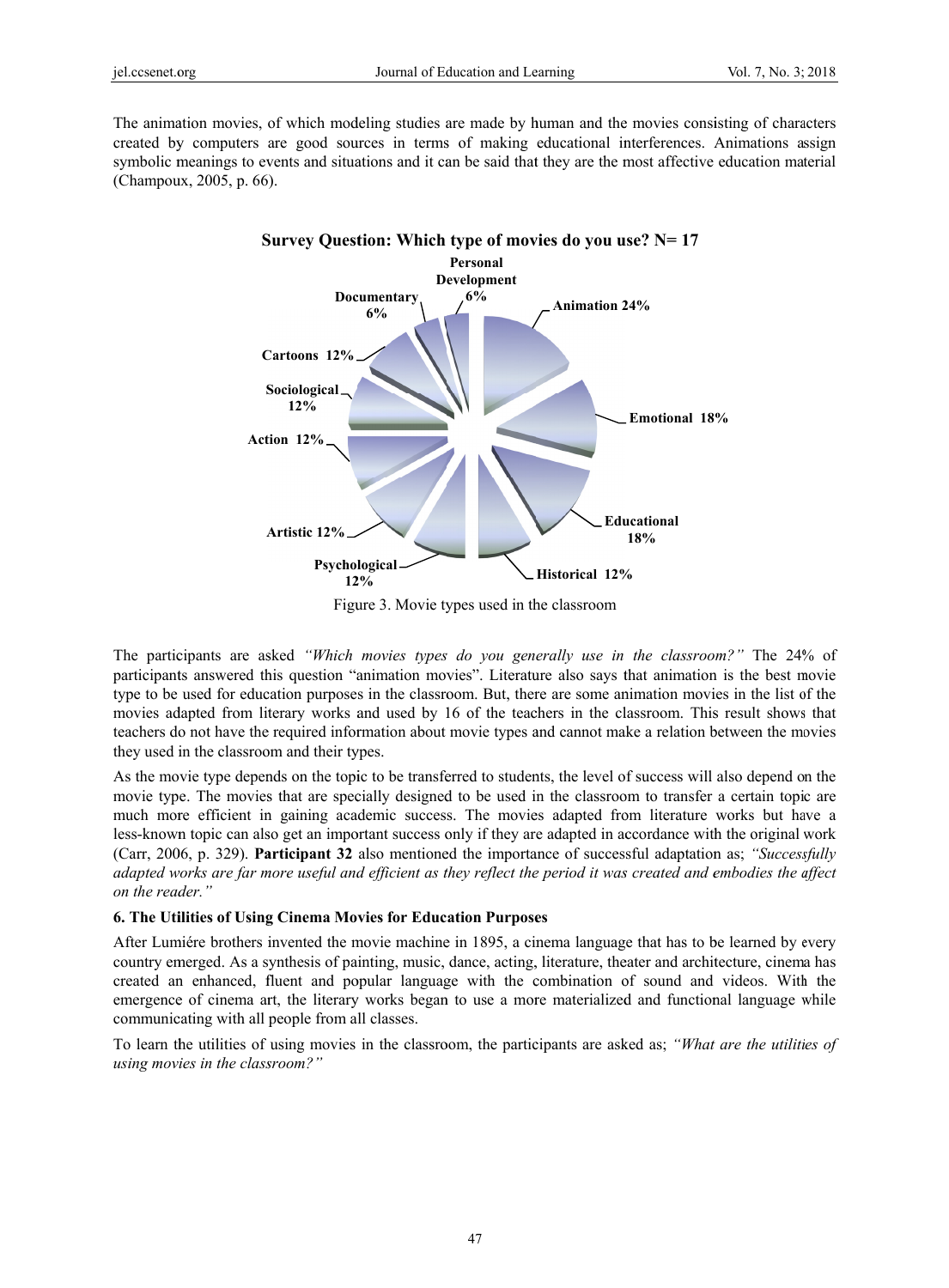The animation movies, of which modeling studies are made by human and the movies consisting of characters created by computers are good sources in terms of making educational interferences. Animations assign symbolic meanings to events and situations and it can be said that they are the most affective education material (Champoux, 2005, p. 66).

**Survey Question: Which type of movies do you use? N= 17**

| Movie type | % |
|---|---|
| Animation | 24% |
| Emotional | 18% |
| Educational | 18% |
| Historical | 12% |
| Psychological | 12% |
| Artistic | 12% |
| Action | 12% |
| Sociological | 12% |
| Cartoons | 12% |
| Documentary | 6% |
| Personal Development | 6% |

Figure 3. Movie types used in the classroom

The participants are asked *"Which movies types do you generally use in the classroom?"* The 24% of participants answered this question "animation movies". Literature also says that animation is the best movie type to be used for education purposes in the classroom. But, there are some animation movies in the list of the movies adapted from literary works and used by 16 of the teachers in the classroom. This result shows that teachers do not have the required information about movie types and cannot make a relation between the movies they used in the classroom and their types.

As the movie type depends on the topic to be transferred to students, the level of success will also depend on the movie type. The movies that are specially designed to be used in the classroom to transfer a certain topic are much more efficient in gaining academic success. The movies adapted from literature works but have a less-known topic can also get an important success only if they are adapted in accordance with the original work (Carr, 2006, p. 329). **Participant 32** also mentioned the importance of successful adaptation as; *"Successfully adapted works are far more useful and efficient as they reflect the period it was created and embodies the affect on the reader."*

### 6. The Utilities of Using Cinema Movies for Education Purposes

After Lumiére brothers invented the movie machine in 1895, a cinema language that has to be learned by every country emerged. As a synthesis of painting, music, dance, acting, literature, theater and architecture, cinema has created an enhanced, fluent and popular language with the combination of sound and videos. With the emergence of cinema art, the literary works began to use a more materialized and functional language while communicating with all people from all classes.

To learn the utilities of using movies in the classroom, the participants are asked as; *"What are the utilities of using movies in the classroom?"*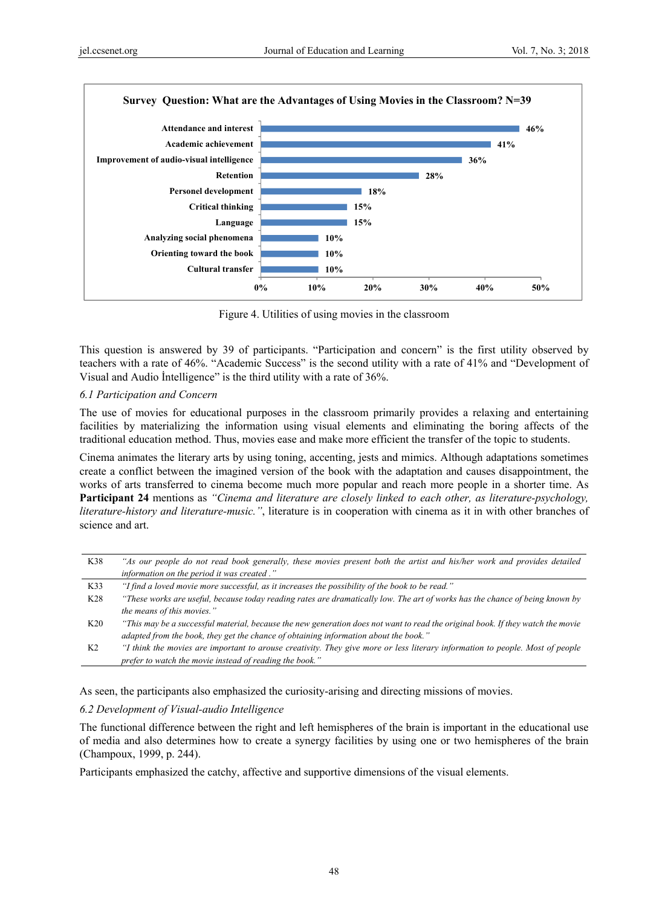**Survey Question: What are the Advantages of Using Movies in the Classroom? N=39**

| Advantage | Percentage |
|---|---|
| Attendance and interest | 46% |
| Academic achievement | 41% |
| Improvement of audio-visual intelligence | 36% |
| Retention | 28% |
| Personel development | 18% |
| Critical thinking | 15% |
| Language | 15% |
| Analyzing social phenomena | 10% |
| Orienting toward the book | 10% |
| Cultural transfer | 10% |

Figure 4. Utilities of using movies in the classroom

This question is answered by 39 of participants. "Participation and concern" is the first utility observed by teachers with a rate of 46%. "Academic Success" is the second utility with a rate of 41% and "Development of Visual and Audio İntelligence" is the third utility with a rate of 36%.

*6.1 Participation and Concern*

The use of movies for educational purposes in the classroom primarily provides a relaxing and entertaining facilities by materializing the information using visual elements and eliminating the boring affects of the traditional education method. Thus, movies ease and make more efficient the transfer of the topic to students.

Cinema animates the literary arts by using toning, accenting, jests and mimics. Although adaptations sometimes create a conflict between the imagined version of the book with the adaptation and causes disappointment, the works of arts transferred to cinema become much more popular and reach more people in a shorter time. As **Participant 24** mentions as *"Cinema and literature are closely linked to each other, as literature-psychology, literature-history and literature-music."*, literature is in cooperation with cinema as it in with other branches of science and art.

| | |
|---|---|
| K38 | *"As our people do not read book generally, these movies present both the artist and his/her work and provides detailed information on the period it was created ."* |
| K33 | *"I find a loved movie more successful, as it increases the possibility of the book to be read."* |
| K28 | *"These works are useful, because today reading rates are dramatically low. The art of works has the chance of being known by the means of this movies."* |
| K20 | *"This may be a successful material, because the new generation does not want to read the original book. If they watch the movie adapted from the book, they get the chance of obtaining information about the book."* |
| K2 | *"I think the movies are important to arouse creativity. They give more or less literary information to people. Most of people prefer to watch the movie instead of reading the book."* |

As seen, the participants also emphasized the curiosity-arising and directing missions of movies.

*6.2 Development of Visual-audio Intelligence*

The functional difference between the right and left hemispheres of the brain is important in the educational use of media and also determines how to create a synergy facilities by using one or two hemispheres of the brain (Champoux, 1999, p. 244).

Participants emphasized the catchy, affective and supportive dimensions of the visual elements.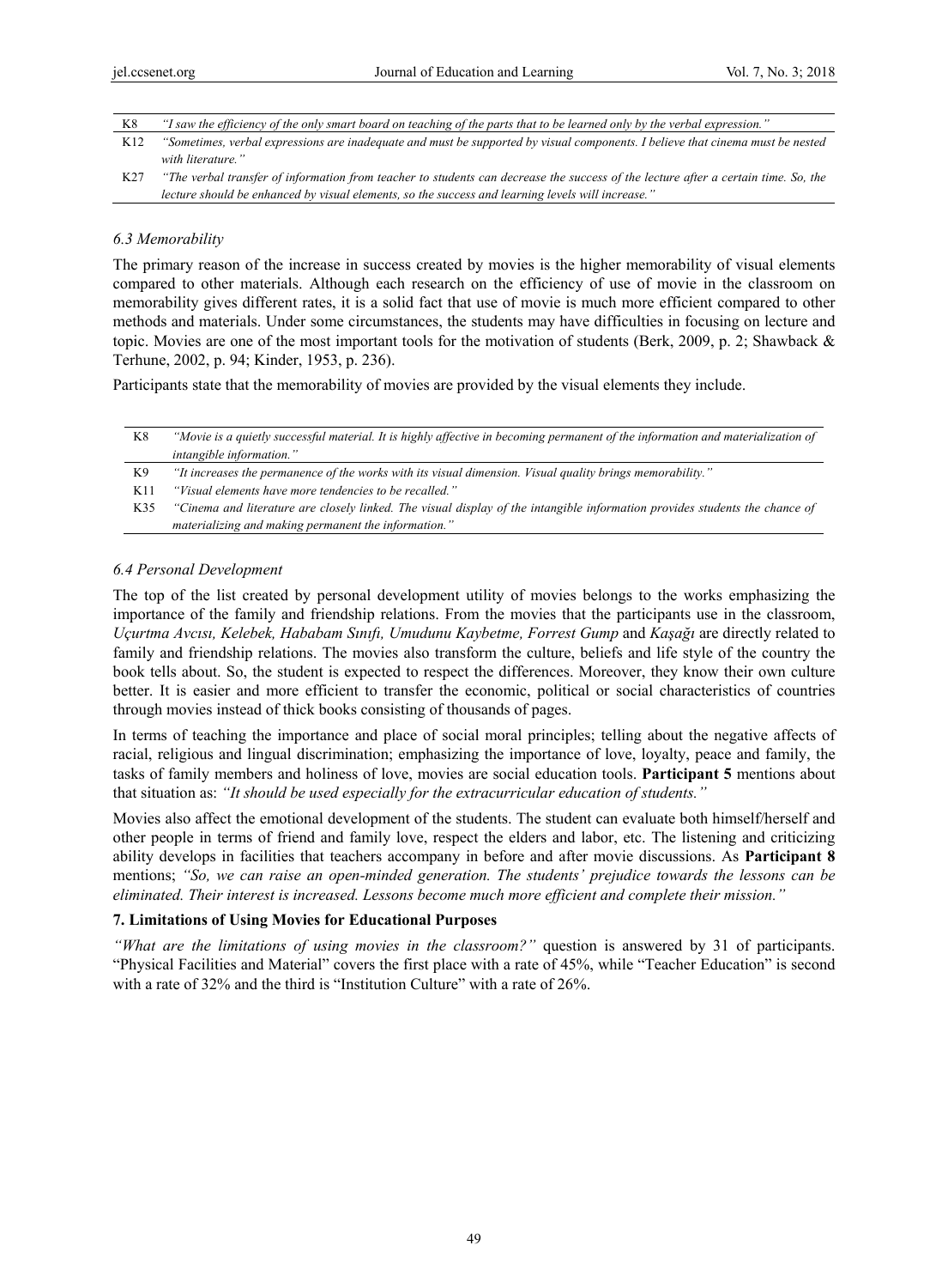| | |
|---|---|
| K8 | *"I saw the efficiency of the only smart board on teaching of the parts that to be learned only by the verbal expression."* |
| K12 | *"Sometimes, verbal expressions are inadequate and must be supported by visual components. I believe that cinema must be nested with literature."* |
| K27 | *"The verbal transfer of information from teacher to students can decrease the success of the lecture after a certain time. So, the lecture should be enhanced by visual elements, so the success and learning levels will increase."* |

### *6.3 Memorability*

The primary reason of the increase in success created by movies is the higher memorability of visual elements compared to other materials. Although each research on the efficiency of use of movie in the classroom on memorability gives different rates, it is a solid fact that use of movie is much more efficient compared to other methods and materials. Under some circumstances, the students may have difficulties in focusing on lecture and topic. Movies are one of the most important tools for the motivation of students (Berk, 2009, p. 2; Shawback & Terhune, 2002, p. 94; Kinder, 1953, p. 236).

Participants state that the memorability of movies are provided by the visual elements they include.

| | |
|---|---|
| K8 | *"Movie is a quietly successful material. It is highly affective in becoming permanent of the information and materialization of intangible information."* |
| K9 | *"It increases the permanence of the works with its visual dimension. Visual quality brings memorability."* |
| K11 | *"Visual elements have more tendencies to be recalled."* |
| K35 | *"Cinema and literature are closely linked. The visual display of the intangible information provides students the chance of materializing and making permanent the information."* |

### *6.4 Personal Development*

The top of the list created by personal development utility of movies belongs to the works emphasizing the importance of the family and friendship relations. From the movies that the participants use in the classroom, *Uçurtma Avcısı, Kelebek, Hababam Sınıfı, Umudunu Kaybetme, Forrest Gump* and *Kaşağı* are directly related to family and friendship relations. The movies also transform the culture, beliefs and life style of the country the book tells about. So, the student is expected to respect the differences. Moreover, they know their own culture better. It is easier and more efficient to transfer the economic, political or social characteristics of countries through movies instead of thick books consisting of thousands of pages.

In terms of teaching the importance and place of social moral principles; telling about the negative affects of racial, religious and lingual discrimination; emphasizing the importance of love, loyalty, peace and family, the tasks of family members and holiness of love, movies are social education tools. **Participant 5** mentions about that situation as: *"It should be used especially for the extracurricular education of students."*

Movies also affect the emotional development of the students. The student can evaluate both himself/herself and other people in terms of friend and family love, respect the elders and labor, etc. The listening and criticizing ability develops in facilities that teachers accompany in before and after movie discussions. As **Participant 8** mentions; *"So, we can raise an open-minded generation. The students' prejudice towards the lessons can be eliminated. Their interest is increased. Lessons become much more efficient and complete their mission."*

## 7. Limitations of Using Movies for Educational Purposes

*"What are the limitations of using movies in the classroom?"* question is answered by 31 of participants. "Physical Facilities and Material" covers the first place with a rate of 45%, while "Teacher Education" is second with a rate of 32% and the third is "Institution Culture" with a rate of 26%.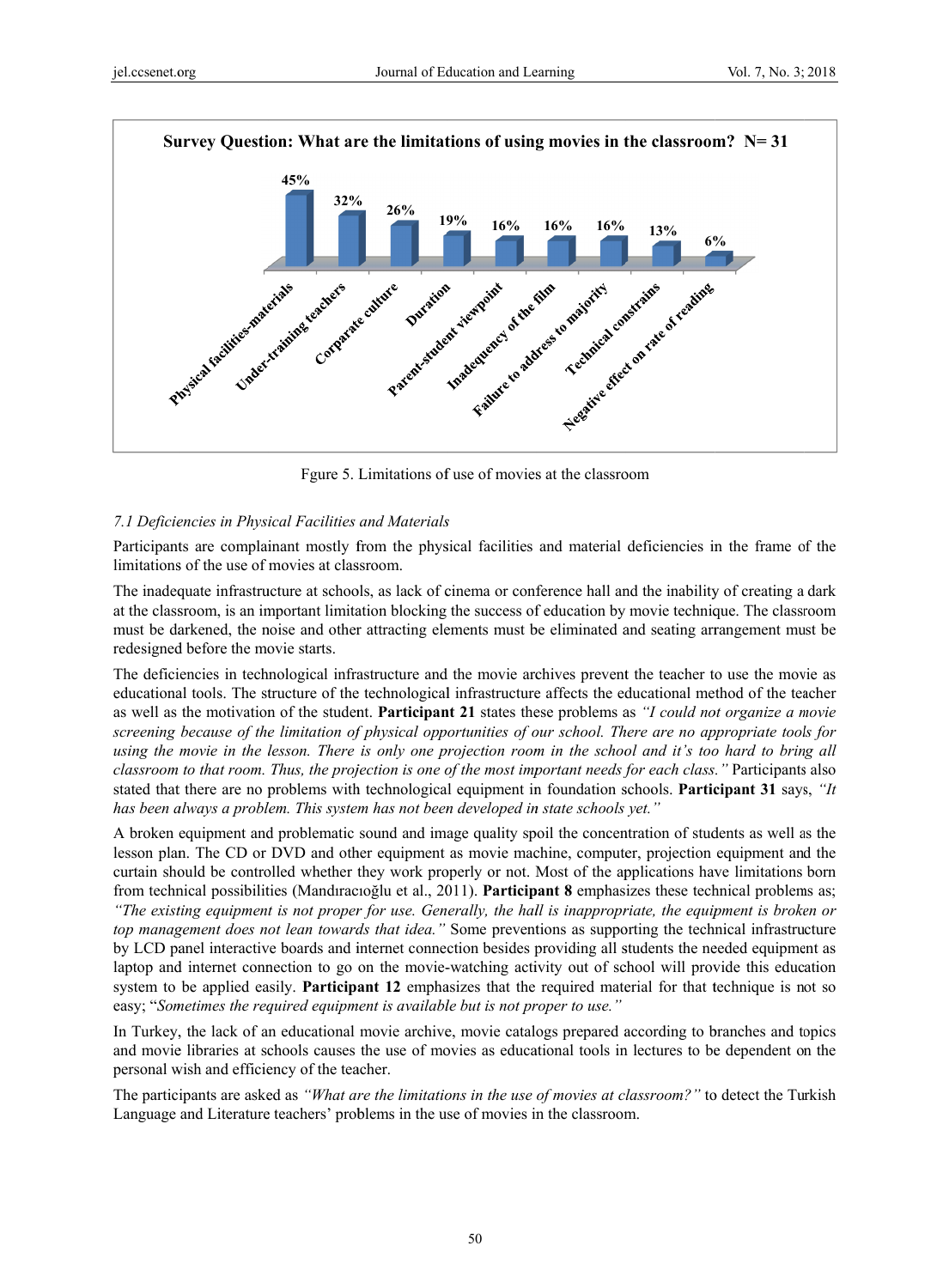**Survey Question: What are the limitations of using movies in the classroom? N= 31**

| Limitation | % |
|---|---|
| Physical facilities-materials | 45% |
| Under-training teachers | 32% |
| Corparate culture | 26% |
| Duration | 19% |
| Parent-student viewpoint | 16% |
| Inadequency of the film | 16% |
| Failure to address to majority | 16% |
| Technical constrains | 13% |
| Negative effect on rate of reading | 6% |

Fgure 5. Limitations of use of movies at the classroom

### *7.1 Deficiencies in Physical Facilities and Materials*

Participants are complainant mostly from the physical facilities and material deficiencies in the frame of the limitations of the use of movies at classroom.

The inadequate infrastructure at schools, as lack of cinema or conference hall and the inability of creating a dark at the classroom, is an important limitation blocking the success of education by movie technique. The classroom must be darkened, the noise and other attracting elements must be eliminated and seating arrangement must be redesigned before the movie starts.

The deficiencies in technological infrastructure and the movie archives prevent the teacher to use the movie as educational tools. The structure of the technological infrastructure affects the educational method of the teacher as well as the motivation of the student. **Participant 21** states these problems as *"I could not organize a movie screening because of the limitation of physical opportunities of our school. There are no appropriate tools for using the movie in the lesson. There is only one projection room in the school and it's too hard to bring all classroom to that room. Thus, the projection is one of the most important needs for each class."* Participants also stated that there are no problems with technological equipment in foundation schools. **Participant 31** says, *"It has been always a problem. This system has not been developed in state schools yet."*

A broken equipment and problematic sound and image quality spoil the concentration of students as well as the lesson plan. The CD or DVD and other equipment as movie machine, computer, projection equipment and the curtain should be controlled whether they work properly or not. Most of the applications have limitations born from technical possibilities (Mandıracıoğlu et al., 2011). **Participant 8** emphasizes these technical problems as; *"The existing equipment is not proper for use. Generally, the hall is inappropriate, the equipment is broken or top management does not lean towards that idea."* Some preventions as supporting the technical infrastructure by LCD panel interactive boards and internet connection besides providing all students the needed equipment as laptop and internet connection to go on the movie-watching activity out of school will provide this education system to be applied easily. **Participant 12** emphasizes that the required material for that technique is not so easy; "*Sometimes the required equipment is available but is not proper to use."*

In Turkey, the lack of an educational movie archive, movie catalogs prepared according to branches and topics and movie libraries at schools causes the use of movies as educational tools in lectures to be dependent on the personal wish and efficiency of the teacher.

The participants are asked as *"What are the limitations in the use of movies at classroom?"* to detect the Turkish Language and Literature teachers' problems in the use of movies in the classroom.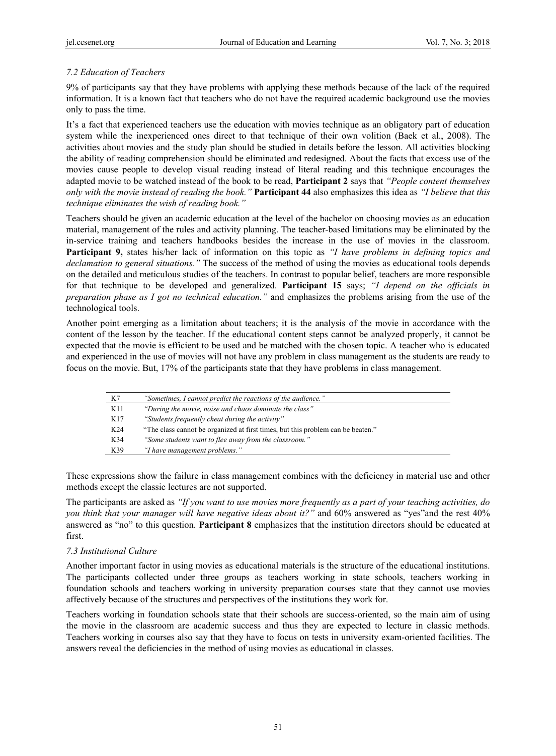### *7.2 Education of Teachers*

9% of participants say that they have problems with applying these methods because of the lack of the required information. It is a known fact that teachers who do not have the required academic background use the movies only to pass the time.

It's a fact that experienced teachers use the education with movies technique as an obligatory part of education system while the inexperienced ones direct to that technique of their own volition (Baek et al., 2008). The activities about movies and the study plan should be studied in details before the lesson. All activities blocking the ability of reading comprehension should be eliminated and redesigned. About the facts that excess use of the movies cause people to develop visual reading instead of literal reading and this technique encourages the adapted movie to be watched instead of the book to be read, **Participant 2** says that *"People content themselves only with the movie instead of reading the book."* **Participant 44** also emphasizes this idea as *"I believe that this technique eliminates the wish of reading book."*

Teachers should be given an academic education at the level of the bachelor on choosing movies as an education material, management of the rules and activity planning. The teacher-based limitations may be eliminated by the in-service training and teachers handbooks besides the increase in the use of movies in the classroom. **Participant 9,** states his/her lack of information on this topic as *"I have problems in defining topics and declamation to general situations."* The success of the method of using the movies as educational tools depends on the detailed and meticulous studies of the teachers. In contrast to popular belief, teachers are more responsible for that technique to be developed and generalized. **Participant 15** says; *"I depend on the officials in preparation phase as I got no technical education."* and emphasizes the problems arising from the use of the technological tools.

Another point emerging as a limitation about teachers; it is the analysis of the movie in accordance with the content of the lesson by the teacher. If the educational content steps cannot be analyzed properly, it cannot be expected that the movie is efficient to be used and be matched with the chosen topic. A teacher who is educated and experienced in the use of movies will not have any problem in class management as the students are ready to focus on the movie. But, 17% of the participants state that they have problems in class management.

| | |
|---|---|
| K7 | *"Sometimes, I cannot predict the reactions of the audience."* |
| K11 | *"During the movie, noise and chaos dominate the class"* |
| K17 | *"Students frequently cheat during the activity"* |
| K24 | "The class cannot be organized at first times, but this problem can be beaten." |
| K34 | *"Some students want to flee away from the classroom."* |
| K39 | *"I have management problems."* |

These expressions show the failure in class management combines with the deficiency in material use and other methods except the classic lectures are not supported.

The participants are asked as *"If you want to use movies more frequently as a part of your teaching activities, do you think that your manager will have negative ideas about it?"* and 60% answered as "yes"and the rest 40% answered as "no" to this question. **Participant 8** emphasizes that the institution directors should be educated at first.

### *7.3 Institutional Culture*

Another important factor in using movies as educational materials is the structure of the educational institutions. The participants collected under three groups as teachers working in state schools, teachers working in foundation schools and teachers working in university preparation courses state that they cannot use movies affectively because of the structures and perspectives of the institutions they work for.

Teachers working in foundation schools state that their schools are success-oriented, so the main aim of using the movie in the classroom are academic success and thus they are expected to lecture in classic methods. Teachers working in courses also say that they have to focus on tests in university exam-oriented facilities. The answers reveal the deficiencies in the method of using movies as educational in classes.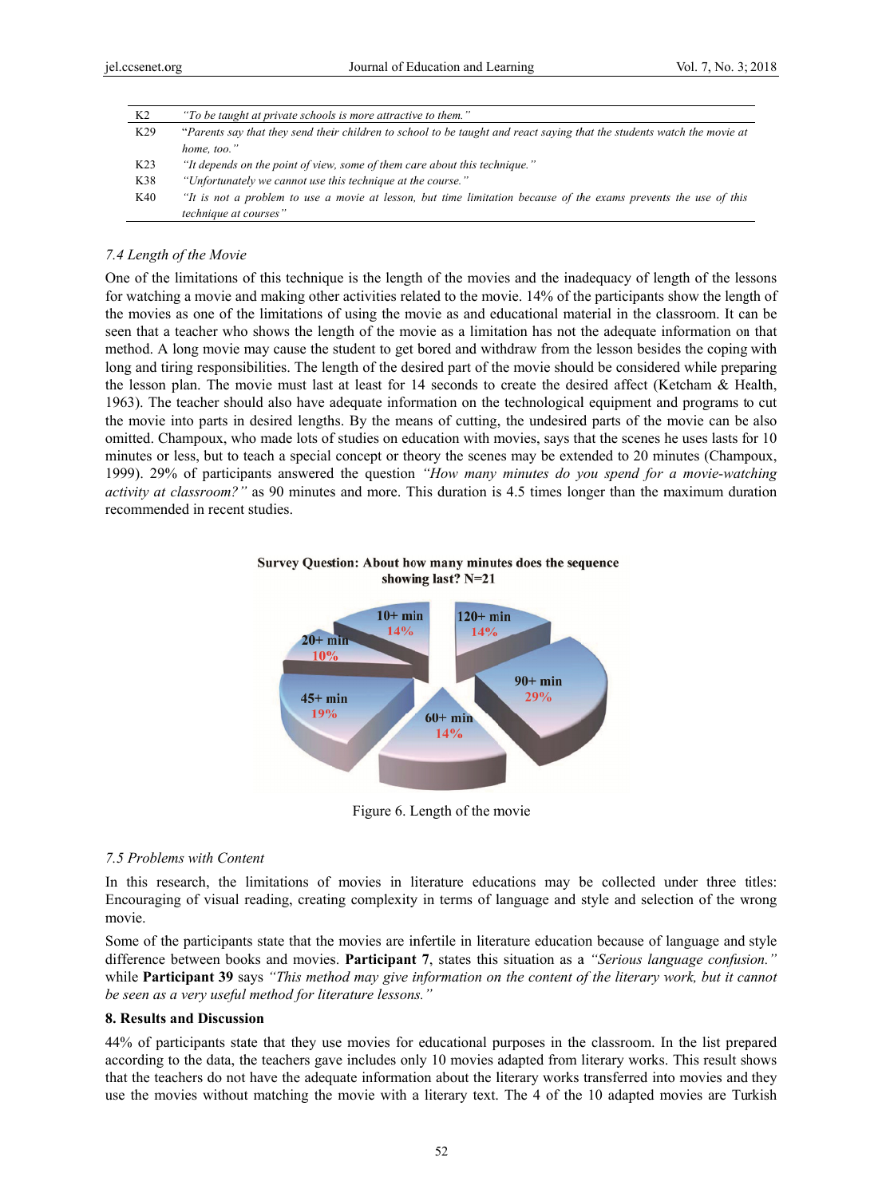| | |
|---|---|
| K2 | *"To be taught at private schools is more attractive to them."* |
| K29 | *"Parents say that they send their children to school to be taught and react saying that the students watch the movie at home, too."* |
| K23 | *"It depends on the point of view, some of them care about this technique."* |
| K38 | *"Unfortunately we cannot use this technique at the course."* |
| K40 | *"It is not a problem to use a movie at lesson, but time limitation because of the exams prevents the use of this technique at courses"* |

### *7.4 Length of the Movie*

One of the limitations of this technique is the length of the movies and the inadequacy of length of the lessons for watching a movie and making other activities related to the movie. 14% of the participants show the length of the movies as one of the limitations of using the movie as and educational material in the classroom. It can be seen that a teacher who shows the length of the movie as a limitation has not the adequate information on that method. A long movie may cause the student to get bored and withdraw from the lesson besides the coping with long and tiring responsibilities. The length of the desired part of the movie should be considered while preparing the lesson plan. The movie must last at least for 14 seconds to create the desired affect (Ketcham & Health, 1963). The teacher should also have adequate information on the technological equipment and programs to cut the movie into parts in desired lengths. By the means of cutting, the undesired parts of the movie can be also omitted. Champoux, who made lots of studies on education with movies, says that the scenes he uses lasts for 10 minutes or less, but to teach a special concept or theory the scenes may be extended to 20 minutes (Champoux, 1999). 29% of participants answered the question *"How many minutes do you spend for a movie-watching activity at classroom?"* as 90 minutes and more. This duration is 4.5 times longer than the maximum duration recommended in recent studies.

**Survey Question: About how many minutes does the sequence showing last? N=21**

| Length | Percentage |
|---|---|
| 10+ min | 14% |
| 20+ min | 10% |
| 45+ min | 19% |
| 60+ min | 14% |
| 90+ min | 29% |
| 120+ min | 14% |

Figure 6. Length of the movie

### *7.5 Problems with Content*

In this research, the limitations of movies in literature educations may be collected under three titles: Encouraging of visual reading, creating complexity in terms of language and style and selection of the wrong movie.

Some of the participants state that the movies are infertile in literature education because of language and style difference between books and movies. **Participant 7**, states this situation as a *"Serious language confusion."* while **Participant 39** says *"This method may give information on the content of the literary work, but it cannot be seen as a very useful method for literature lessons."*

## 8. Results and Discussion

44% of participants state that they use movies for educational purposes in the classroom. In the list prepared according to the data, the teachers gave includes only 10 movies adapted from literary works. This result shows that the teachers do not have the adequate information about the literary works transferred into movies and they use the movies without matching the movie with a literary text. The 4 of the 10 adapted movies are Turkish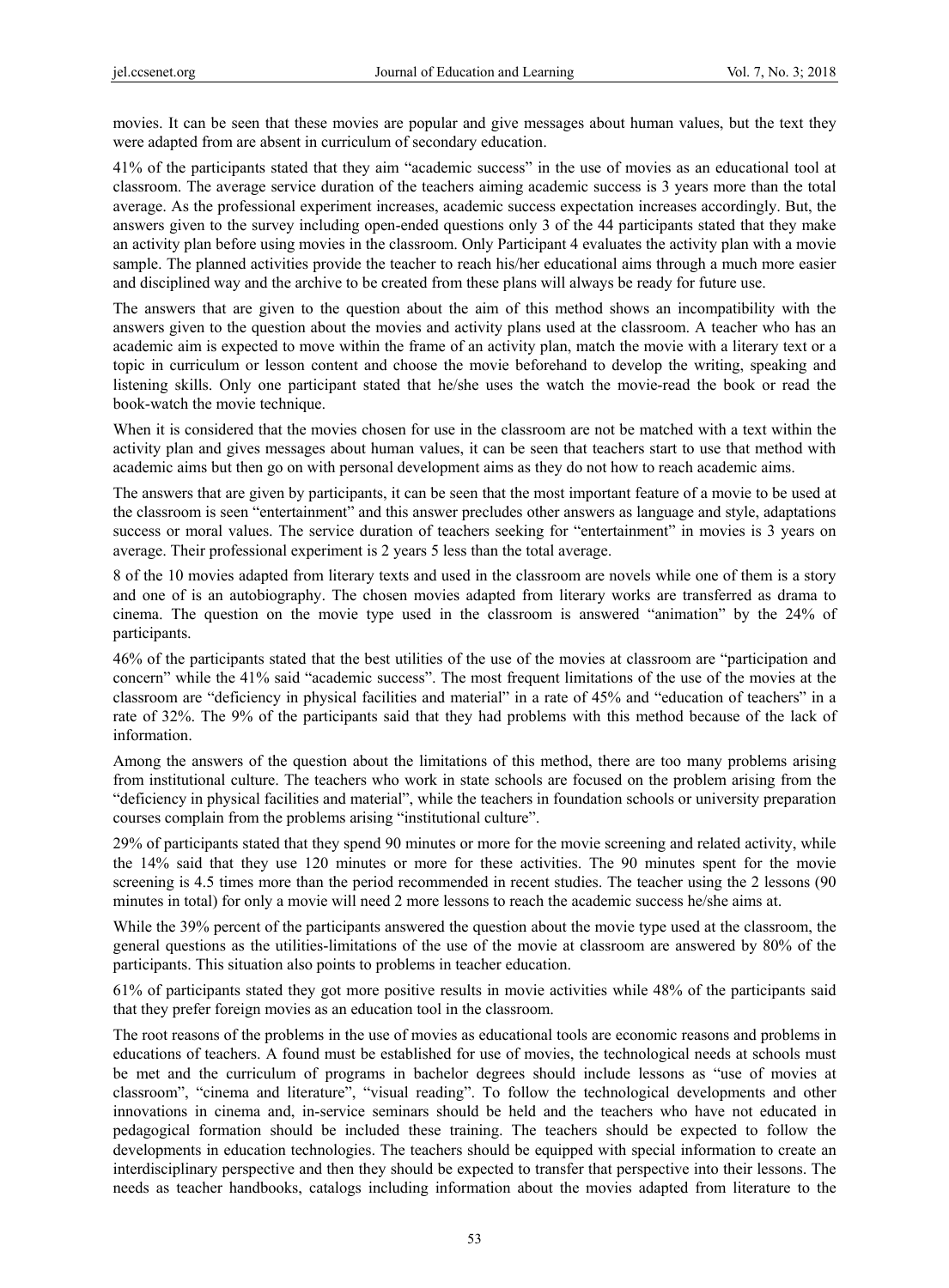movies. It can be seen that these movies are popular and give messages about human values, but the text they were adapted from are absent in curriculum of secondary education.

41% of the participants stated that they aim "academic success" in the use of movies as an educational tool at classroom. The average service duration of the teachers aiming academic success is 3 years more than the total average. As the professional experiment increases, academic success expectation increases accordingly. But, the answers given to the survey including open-ended questions only 3 of the 44 participants stated that they make an activity plan before using movies in the classroom. Only Participant 4 evaluates the activity plan with a movie sample. The planned activities provide the teacher to reach his/her educational aims through a much more easier and disciplined way and the archive to be created from these plans will always be ready for future use.

The answers that are given to the question about the aim of this method shows an incompatibility with the answers given to the question about the movies and activity plans used at the classroom. A teacher who has an academic aim is expected to move within the frame of an activity plan, match the movie with a literary text or a topic in curriculum or lesson content and choose the movie beforehand to develop the writing, speaking and listening skills. Only one participant stated that he/she uses the watch the movie-read the book or read the book-watch the movie technique.

When it is considered that the movies chosen for use in the classroom are not be matched with a text within the activity plan and gives messages about human values, it can be seen that teachers start to use that method with academic aims but then go on with personal development aims as they do not how to reach academic aims.

The answers that are given by participants, it can be seen that the most important feature of a movie to be used at the classroom is seen "entertainment" and this answer precludes other answers as language and style, adaptations success or moral values. The service duration of teachers seeking for "entertainment" in movies is 3 years on average. Their professional experiment is 2 years 5 less than the total average.

8 of the 10 movies adapted from literary texts and used in the classroom are novels while one of them is a story and one of is an autobiography. The chosen movies adapted from literary works are transferred as drama to cinema. The question on the movie type used in the classroom is answered "animation" by the 24% of participants.

46% of the participants stated that the best utilities of the use of the movies at classroom are "participation and concern" while the 41% said "academic success". The most frequent limitations of the use of the movies at the classroom are "deficiency in physical facilities and material" in a rate of 45% and "education of teachers" in a rate of 32%. The 9% of the participants said that they had problems with this method because of the lack of information.

Among the answers of the question about the limitations of this method, there are too many problems arising from institutional culture. The teachers who work in state schools are focused on the problem arising from the "deficiency in physical facilities and material", while the teachers in foundation schools or university preparation courses complain from the problems arising "institutional culture".

29% of participants stated that they spend 90 minutes or more for the movie screening and related activity, while the 14% said that they use 120 minutes or more for these activities. The 90 minutes spent for the movie screening is 4.5 times more than the period recommended in recent studies. The teacher using the 2 lessons (90 minutes in total) for only a movie will need 2 more lessons to reach the academic success he/she aims at.

While the 39% percent of the participants answered the question about the movie type used at the classroom, the general questions as the utilities-limitations of the use of the movie at classroom are answered by 80% of the participants. This situation also points to problems in teacher education.

61% of participants stated they got more positive results in movie activities while 48% of the participants said that they prefer foreign movies as an education tool in the classroom.

The root reasons of the problems in the use of movies as educational tools are economic reasons and problems in educations of teachers. A found must be established for use of movies, the technological needs at schools must be met and the curriculum of programs in bachelor degrees should include lessons as "use of movies at classroom", "cinema and literature", "visual reading". To follow the technological developments and other innovations in cinema and, in-service seminars should be held and the teachers who have not educated in pedagogical formation should be included these training. The teachers should be expected to follow the developments in education technologies. The teachers should be equipped with special information to create an interdisciplinary perspective and then they should be expected to transfer that perspective into their lessons. The needs as teacher handbooks, catalogs including information about the movies adapted from literature to the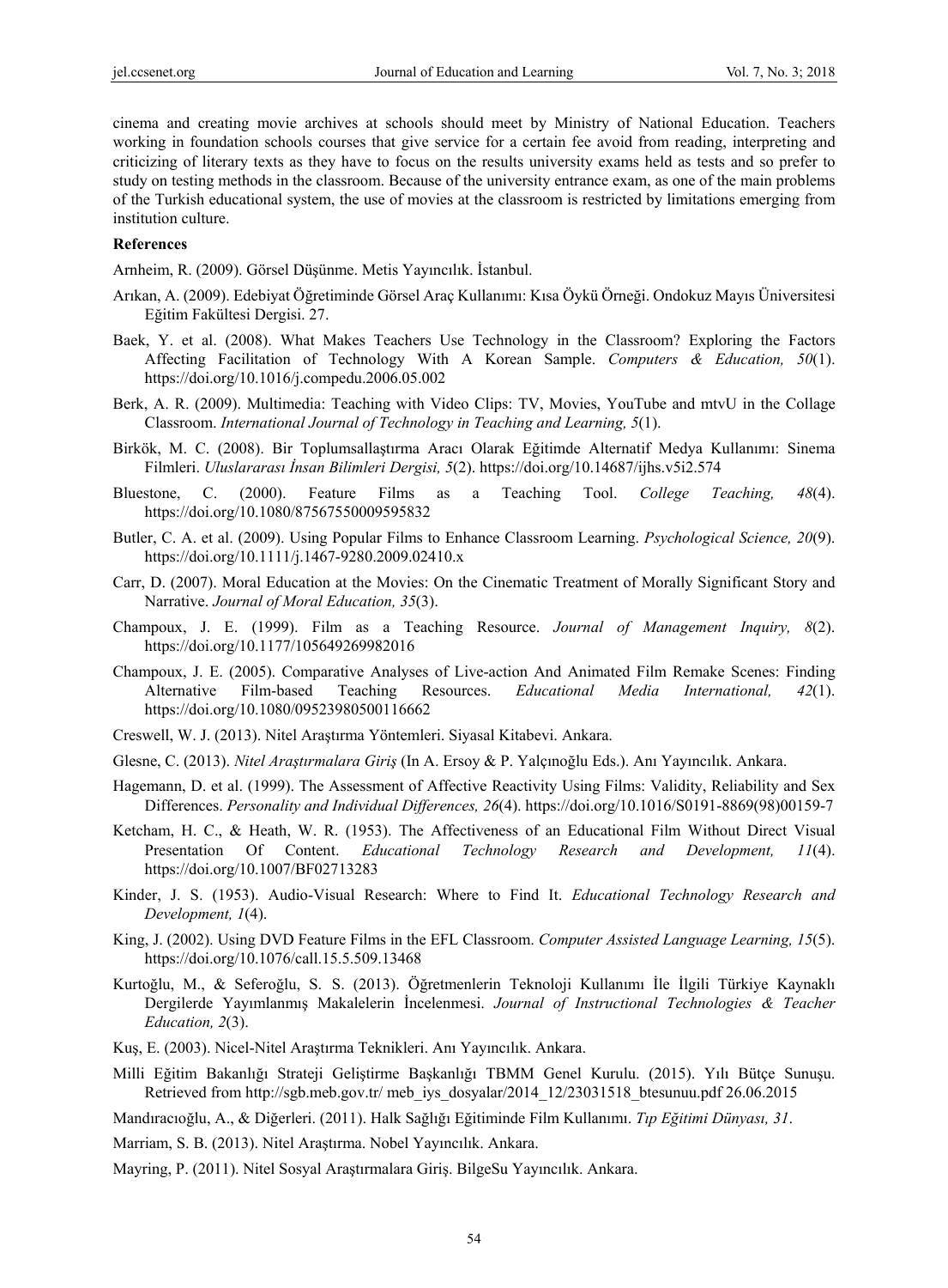cinema and creating movie archives at schools should meet by Ministry of National Education. Teachers working in foundation schools courses that give service for a certain fee avoid from reading, interpreting and criticizing of literary texts as they have to focus on the results university exams held as tests and so prefer to study on testing methods in the classroom. Because of the university entrance exam, as one of the main problems of the Turkish educational system, the use of movies at the classroom is restricted by limitations emerging from institution culture.

## References

Arnheim, R. (2009). Görsel Düşünme. Metis Yayıncılık. İstanbul.

Arıkan, A. (2009). Edebiyat Öğretiminde Görsel Araç Kullanımı: Kısa Öykü Örneği. Ondokuz Mayıs Üniversitesi Eğitim Fakültesi Dergisi. 27.

Baek, Y. et al. (2008). What Makes Teachers Use Technology in the Classroom? Exploring the Factors Affecting Facilitation of Technology With A Korean Sample. *Computers & Education, 50*(1). https://doi.org/10.1016/j.compedu.2006.05.002

Berk, A. R. (2009). Multimedia: Teaching with Video Clips: TV, Movies, YouTube and mtvU in the Collage Classroom. *International Journal of Technology in Teaching and Learning, 5*(1).

Birkök, M. C. (2008). Bir Toplumsallaştırma Aracı Olarak Eğitimde Alternatif Medya Kullanımı: Sinema Filmleri. *Uluslararası İnsan Bilimleri Dergisi, 5*(2). https://doi.org/10.14687/ijhs.v5i2.574

Bluestone, C. (2000). Feature Films as a Teaching Tool. *College Teaching, 48*(4). https://doi.org/10.1080/87567550009595832

Butler, C. A. et al. (2009). Using Popular Films to Enhance Classroom Learning. *Psychological Science, 20*(9). https://doi.org/10.1111/j.1467-9280.2009.02410.x

Carr, D. (2007). Moral Education at the Movies: On the Cinematic Treatment of Morally Significant Story and Narrative. *Journal of Moral Education, 35*(3).

Champoux, J. E. (1999). Film as a Teaching Resource. *Journal of Management Inquiry, 8*(2). https://doi.org/10.1177/105649269982016

Champoux, J. E. (2005). Comparative Analyses of Live-action And Animated Film Remake Scenes: Finding Alternative Film-based Teaching Resources. *Educational Media International, 42*(1). https://doi.org/10.1080/09523980500116662

Creswell, W. J. (2013). Nitel Araştırma Yöntemleri. Siyasal Kitabevi. Ankara.

Glesne, C. (2013). *Nitel Araştırmalara Giriş* (In A. Ersoy & P. Yalçınoğlu Eds.). Anı Yayıncılık. Ankara.

Hagemann, D. et al. (1999). The Assessment of Affective Reactivity Using Films: Validity, Reliability and Sex Differences. *Personality and Individual Differences, 26*(4). https://doi.org/10.1016/S0191-8869(98)00159-7

Ketcham, H. C., & Heath, W. R. (1953). The Affectiveness of an Educational Film Without Direct Visual Presentation Of Content. *Educational Technology Research and Development, 11*(4). https://doi.org/10.1007/BF02713283

Kinder, J. S. (1953). Audio-Visual Research: Where to Find It. *Educational Technology Research and Development, 1*(4).

King, J. (2002). Using DVD Feature Films in the EFL Classroom. *Computer Assisted Language Learning, 15*(5). https://doi.org/10.1076/call.15.5.509.13468

Kurtoğlu, M., & Seferoğlu, S. S. (2013). Öğretmenlerin Teknoloji Kullanımı İle İlgili Türkiye Kaynaklı Dergilerde Yayımlanmış Makalelerin İncelenmesi. *Journal of Instructional Technologies & Teacher Education, 2*(3).

Kuş, E. (2003). Nicel-Nitel Araştırma Teknikleri. Anı Yayıncılık. Ankara.

Milli Eğitim Bakanlığı Strateji Geliştirme Başkanlığı TBMM Genel Kurulu. (2015). Yılı Bütçe Sunuşu. Retrieved from http://sgb.meb.gov.tr/ meb_iys_dosyalar/2014_12/23031518_btesunuu.pdf 26.06.2015

Mandıracıoğlu, A., & Diğerleri. (2011). Halk Sağlığı Eğitiminde Film Kullanımı. *Tıp Eğitimi Dünyası, 31*.

Marriam, S. B. (2013). Nitel Araştırma. Nobel Yayıncılık. Ankara.

Mayring, P. (2011). Nitel Sosyal Araştırmalara Giriş. BilgeSu Yayıncılık. Ankara.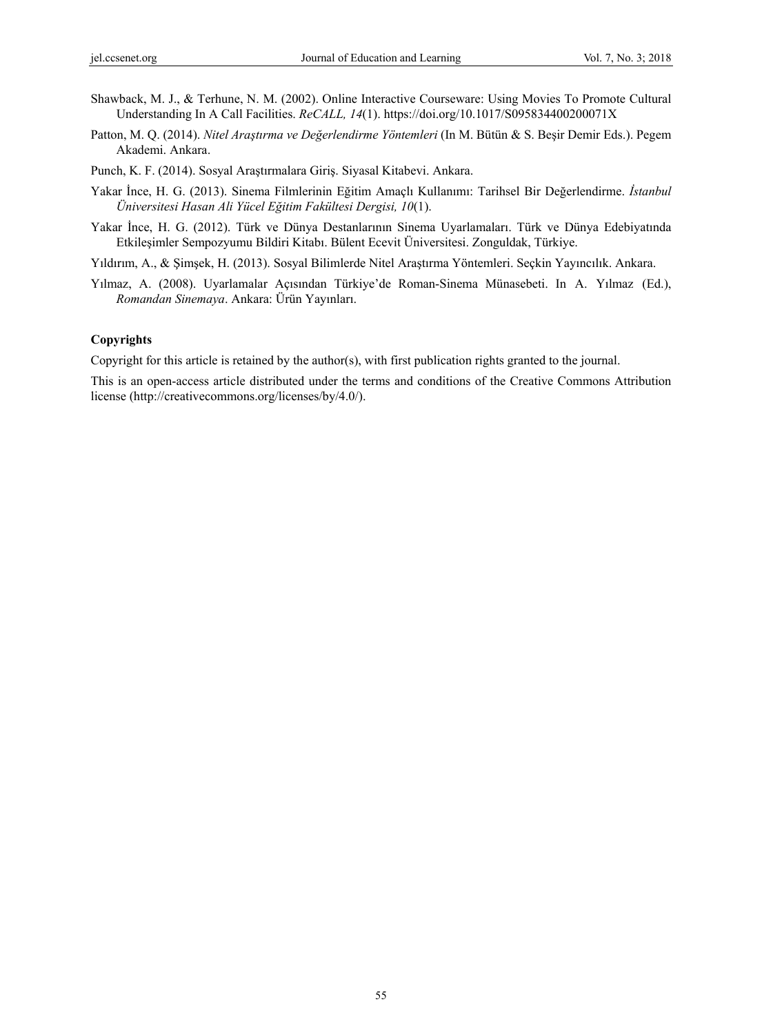Shawback, M. J., & Terhune, N. M. (2002). Online Interactive Courseware: Using Movies To Promote Cultural Understanding In A Call Facilities. *ReCALL, 14*(1). https://doi.org/10.1017/S095834400200071X

Patton, M. Q. (2014). *Nitel Araştırma ve Değerlendirme Yöntemleri* (In M. Bütün & S. Beşir Demir Eds.). Pegem Akademi. Ankara.

Punch, K. F. (2014). Sosyal Araştırmalara Giriş. Siyasal Kitabevi. Ankara.

Yakar İnce, H. G. (2013). Sinema Filmlerinin Eğitim Amaçlı Kullanımı: Tarihsel Bir Değerlendirme. *İstanbul Üniversitesi Hasan Ali Yücel Eğitim Fakültesi Dergisi, 10*(1).

Yakar İnce, H. G. (2012). Türk ve Dünya Destanlarının Sinema Uyarlamaları. Türk ve Dünya Edebiyatında Etkileşimler Sempozyumu Bildiri Kitabı. Bülent Ecevit Üniversitesi. Zonguldak, Türkiye.

Yıldırım, A., & Şimşek, H. (2013). Sosyal Bilimlerde Nitel Araştırma Yöntemleri. Seçkin Yayıncılık. Ankara.

Yılmaz, A. (2008). Uyarlamalar Açısından Türkiye'de Roman-Sinema Münasebeti. In A. Yılmaz (Ed.), *Romandan Sinemaya*. Ankara: Ürün Yayınları.

**Copyrights**

Copyright for this article is retained by the author(s), with first publication rights granted to the journal.

This is an open-access article distributed under the terms and conditions of the Creative Commons Attribution license (http://creativecommons.org/licenses/by/4.0/).